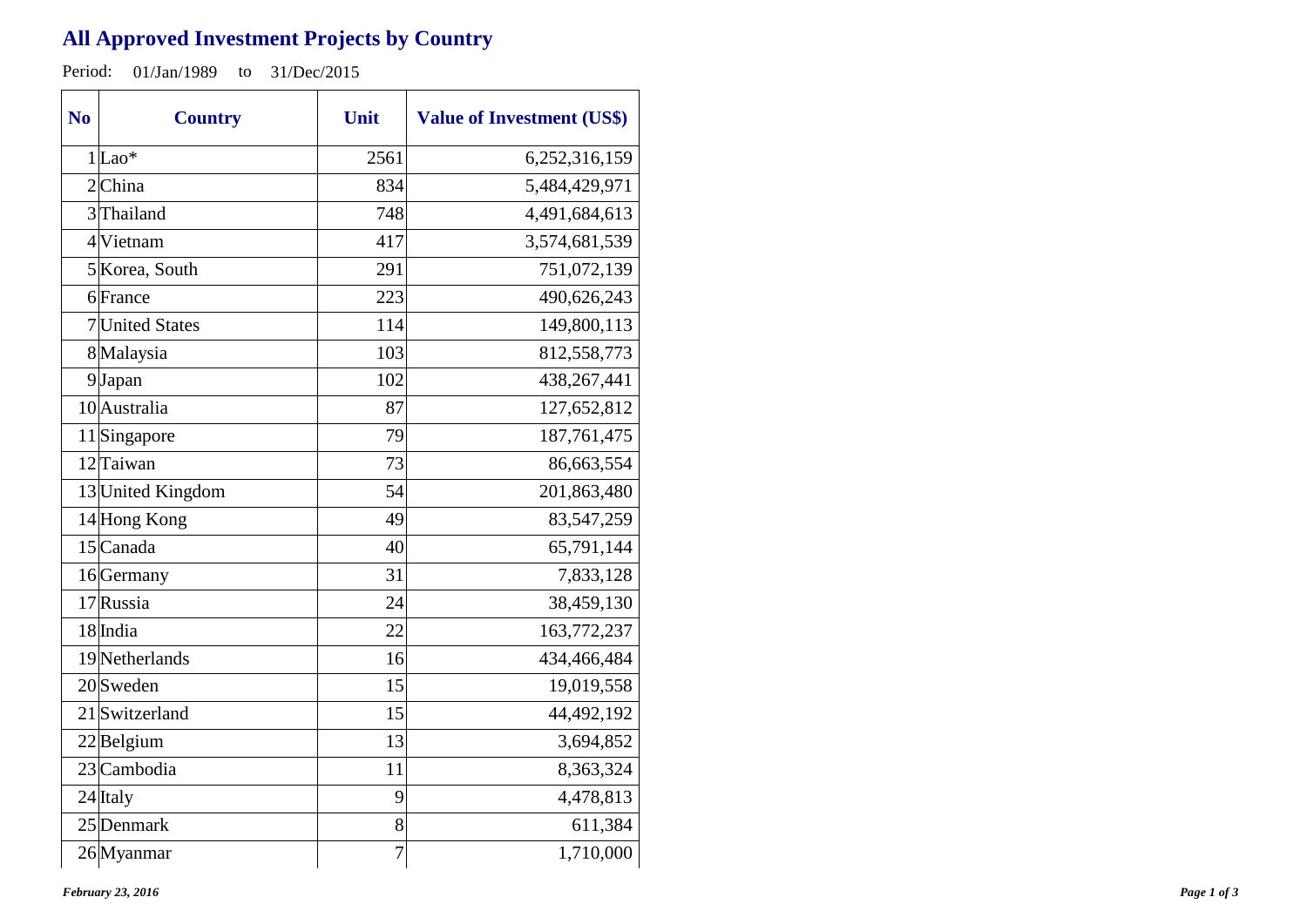## All Approved Investment Projects by Country

Period: 01/Jan/1989 to 31/Dec/2015

| No | Country | Unit | Value of Investment (US$) |
|---|---|---|---|
| 1 | Lao* | 2561 | 6,252,316,159 |
| 2 | China | 834 | 5,484,429,971 |
| 3 | Thailand | 748 | 4,491,684,613 |
| 4 | Vietnam | 417 | 3,574,681,539 |
| 5 | Korea, South | 291 | 751,072,139 |
| 6 | France | 223 | 490,626,243 |
| 7 | United States | 114 | 149,800,113 |
| 8 | Malaysia | 103 | 812,558,773 |
| 9 | Japan | 102 | 438,267,441 |
| 10 | Australia | 87 | 127,652,812 |
| 11 | Singapore | 79 | 187,761,475 |
| 12 | Taiwan | 73 | 86,663,554 |
| 13 | United Kingdom | 54 | 201,863,480 |
| 14 | Hong Kong | 49 | 83,547,259 |
| 15 | Canada | 40 | 65,791,144 |
| 16 | Germany | 31 | 7,833,128 |
| 17 | Russia | 24 | 38,459,130 |
| 18 | India | 22 | 163,772,237 |
| 19 | Netherlands | 16 | 434,466,484 |
| 20 | Sweden | 15 | 19,019,558 |
| 21 | Switzerland | 15 | 44,492,192 |
| 22 | Belgium | 13 | 3,694,852 |
| 23 | Cambodia | 11 | 8,363,324 |
| 24 | Italy | 9 | 4,478,813 |
| 25 | Denmark | 8 | 611,384 |
| 26 | Myanmar | 7 | 1,710,000 |

*February 23, 2016*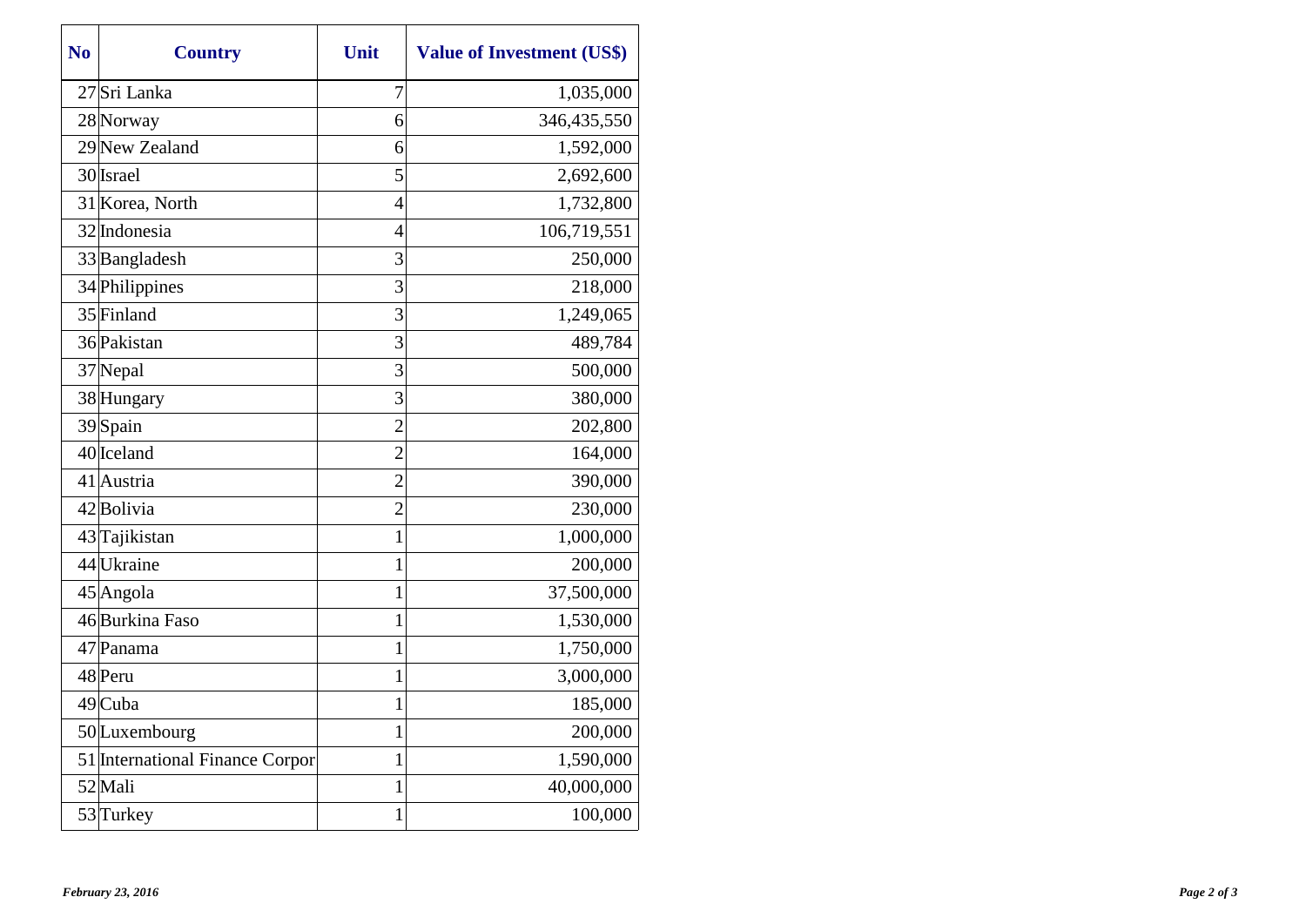| No | Country | Unit | Value of Investment (US$) |
|---|---|---|---|
| 27 | Sri Lanka | 7 | 1,035,000 |
| 28 | Norway | 6 | 346,435,550 |
| 29 | New Zealand | 6 | 1,592,000 |
| 30 | Israel | 5 | 2,692,600 |
| 31 | Korea, North | 4 | 1,732,800 |
| 32 | Indonesia | 4 | 106,719,551 |
| 33 | Bangladesh | 3 | 250,000 |
| 34 | Philippines | 3 | 218,000 |
| 35 | Finland | 3 | 1,249,065 |
| 36 | Pakistan | 3 | 489,784 |
| 37 | Nepal | 3 | 500,000 |
| 38 | Hungary | 3 | 380,000 |
| 39 | Spain | 2 | 202,800 |
| 40 | Iceland | 2 | 164,000 |
| 41 | Austria | 2 | 390,000 |
| 42 | Bolivia | 2 | 230,000 |
| 43 | Tajikistan | 1 | 1,000,000 |
| 44 | Ukraine | 1 | 200,000 |
| 45 | Angola | 1 | 37,500,000 |
| 46 | Burkina Faso | 1 | 1,530,000 |
| 47 | Panama | 1 | 1,750,000 |
| 48 | Peru | 1 | 3,000,000 |
| 49 | Cuba | 1 | 185,000 |
| 50 | Luxembourg | 1 | 200,000 |
| 51 | International Finance Corpor | 1 | 1,590,000 |
| 52 | Mali | 1 | 40,000,000 |
| 53 | Turkey | 1 | 100,000 |

*February 23, 2016*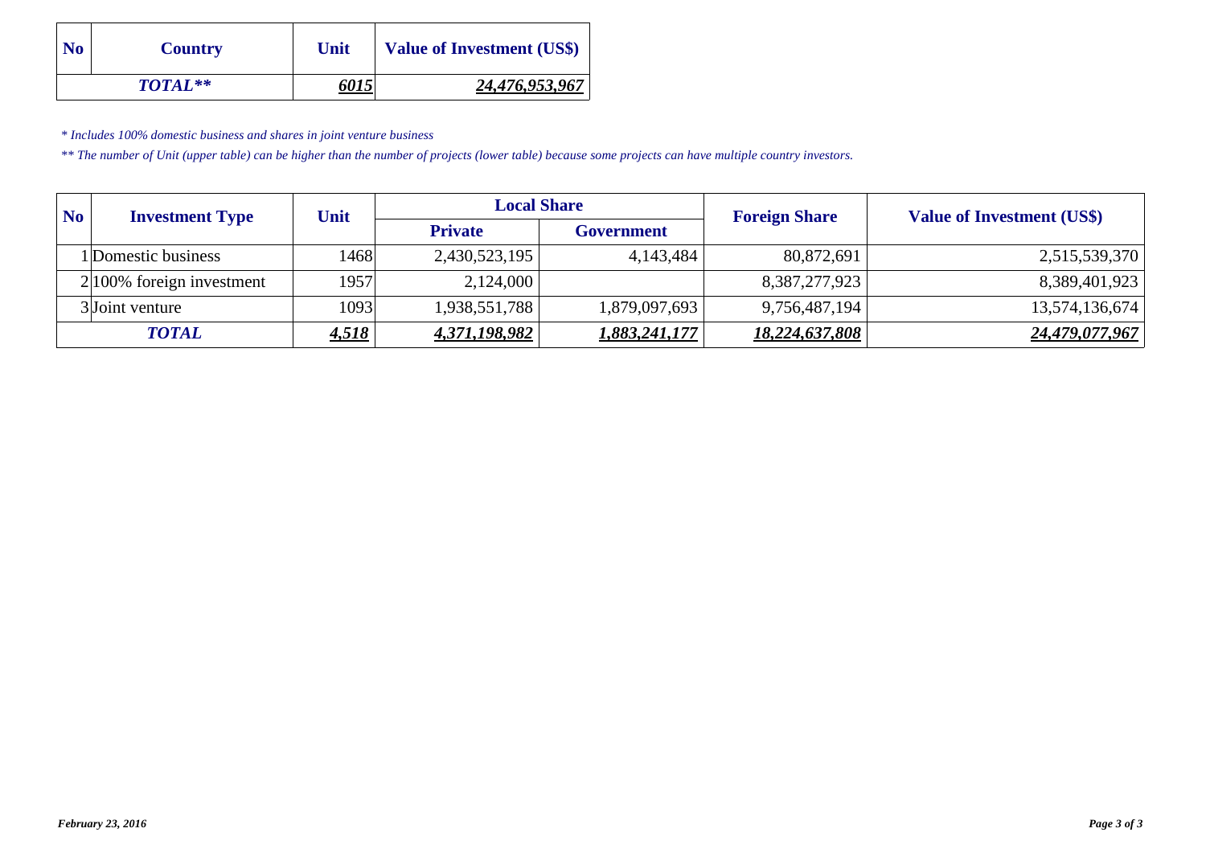| No | Country | Unit | Value of Investment (US$) |
|---|---|---|---|
| ***TOTAL\*\**** | | ***6015*** | ***24,476,953,967*** |

*\* Includes 100% domestic business and shares in joint venture business*

*\*\* The number of Unit (upper table) can be higher than the number of projects (lower table) because some projects can have multiple country investors.*

| No | Investment Type | Unit | Local Share | | Foreign Share | Value of Investment (US$) |
|---|---|---|---|---|---|---|
| | | | Private | Government | | |
| 1 | Domestic business | 1468 | 2,430,523,195 | 4,143,484 | 80,872,691 | 2,515,539,370 |
| 2 | 100% foreign investment | 1957 | 2,124,000 | | 8,387,277,923 | 8,389,401,923 |
| 3 | Joint venture | 1093 | 1,938,551,788 | 1,879,097,693 | 9,756,487,194 | 13,574,136,674 |
| ***TOTAL*** | | ***4,518*** | ***4,371,198,982*** | ***1,883,241,177*** | ***18,224,637,808*** | ***24,479,077,967*** |

*February 23, 2016*